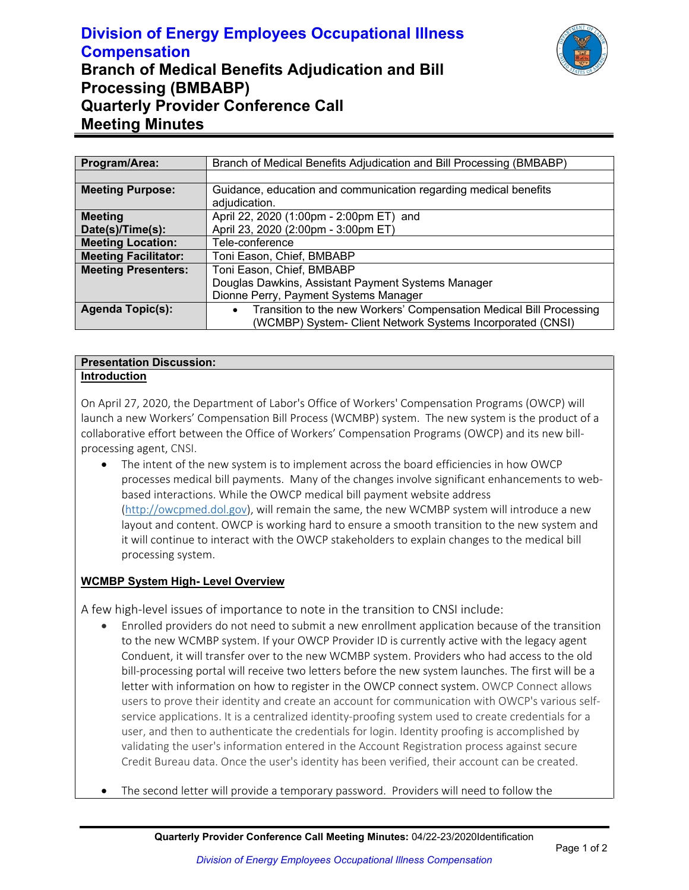# Division of Energy Employees Occupational Illness Compensation

## Branch of Medical Benefits Adjudication and Bill Processing (BMBABP)
## Quarterly Provider Conference Call
## Meeting Minutes

| Program/Area: | Branch of Medical Benefits Adjudication and Bill Processing (BMBABP) |
|---|---|
| | |
| Meeting Purpose: | Guidance, education and communication regarding medical benefits adjudication. |
| Meeting Date(s)/Time(s): | April 22, 2020 (1:00pm - 2:00pm ET) and<br>April 23, 2020 (2:00pm - 3:00pm ET) |
| Meeting Location: | Tele-conference |
| Meeting Facilitator: | Toni Eason, Chief, BMBABP |
| Meeting Presenters: | Toni Eason, Chief, BMBABP<br>Douglas Dawkins, Assistant Payment Systems Manager<br>Dionne Perry, Payment Systems Manager |
| Agenda Topic(s): | • Transition to the new Workers' Compensation Medical Bill Processing (WCMBP) System- Client Network Systems Incorporated (CNSI) |

**Presentation Discussion:**

**Introduction**

On April 27, 2020, the Department of Labor's Office of Workers' Compensation Programs (OWCP) will launch a new Workers' Compensation Bill Process (WCMBP) system. The new system is the product of a collaborative effort between the Office of Workers' Compensation Programs (OWCP) and its new bill-processing agent, CNSI.

- The intent of the new system is to implement across the board efficiencies in how OWCP processes medical bill payments. Many of the changes involve significant enhancements to web-based interactions. While the OWCP medical bill payment website address (http://owcpmed.dol.gov), will remain the same, the new WCMBP system will introduce a new layout and content. OWCP is working hard to ensure a smooth transition to the new system and it will continue to interact with the OWCP stakeholders to explain changes to the medical bill processing system.

**WCMBP System High- Level Overview**

A few high-level issues of importance to note in the transition to CNSI include:

- Enrolled providers do not need to submit a new enrollment application because of the transition to the new WCMBP system. If your OWCP Provider ID is currently active with the legacy agent Conduent, it will transfer over to the new WCMBP system. Providers who had access to the old bill-processing portal will receive two letters before the new system launches. The first will be a letter with information on how to register in the OWCP connect system. OWCP Connect allows users to prove their identity and create an account for communication with OWCP's various self-service applications. It is a centralized identity-proofing system used to create credentials for a user, and then to authenticate the credentials for login. Identity proofing is accomplished by validating the user's information entered in the Account Registration process against secure Credit Bureau data. Once the user's identity has been verified, their account can be created.

- The second letter will provide a temporary password. Providers will need to follow the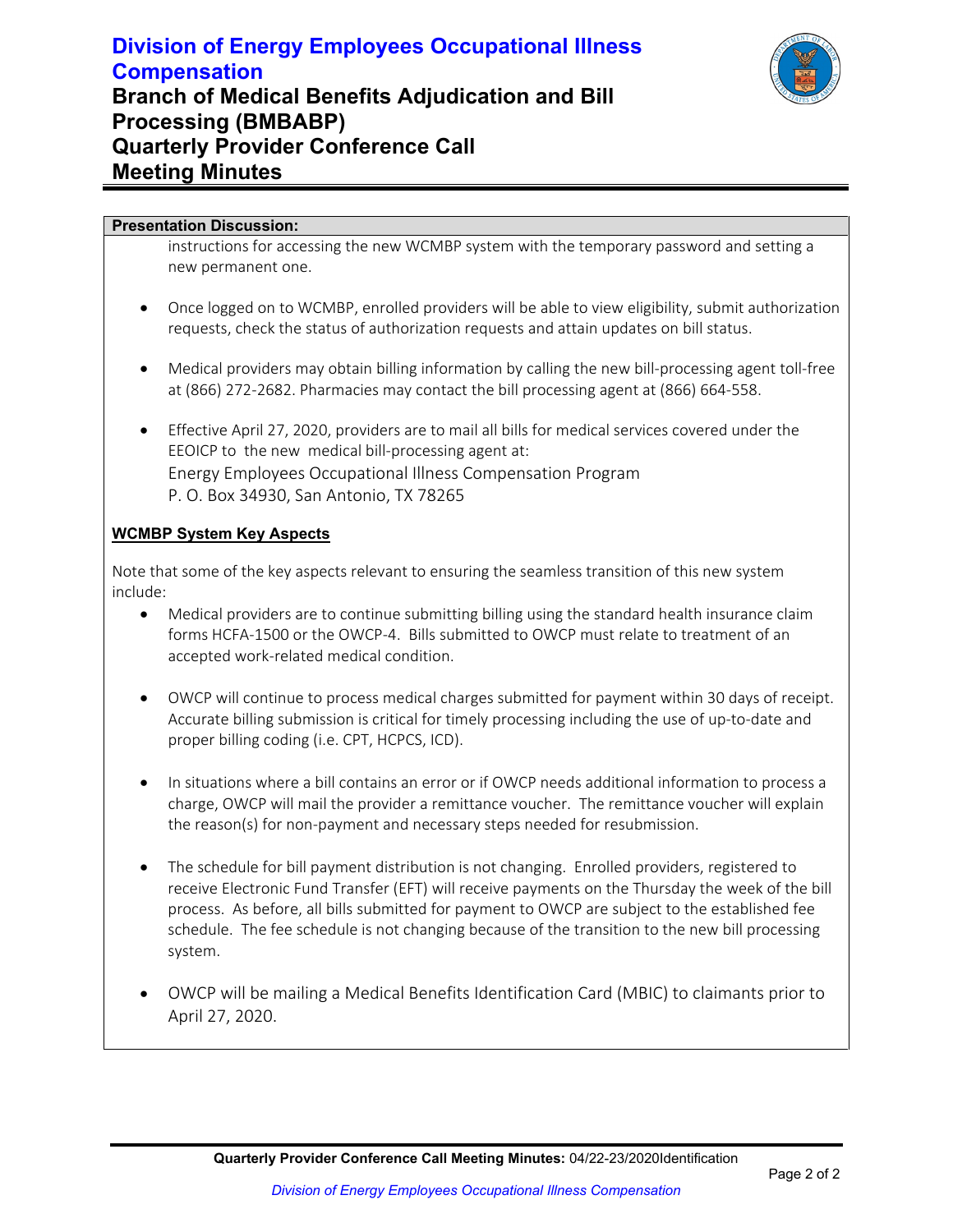**Presentation Discussion:**

instructions for accessing the new WCMBP system with the temporary password and setting a new permanent one.

- Once logged on to WCMBP, enrolled providers will be able to view eligibility, submit authorization requests, check the status of authorization requests and attain updates on bill status.

- Medical providers may obtain billing information by calling the new bill-processing agent toll-free at (866) 272-2682. Pharmacies may contact the bill processing agent at (866) 664-558.

- Effective April 27, 2020, providers are to mail all bills for medical services covered under the EEOICP to the new medical bill-processing agent at:
  Energy Employees Occupational Illness Compensation Program
  P. O. Box 34930, San Antonio, TX 78265

**WCMBP System Key Aspects**

Note that some of the key aspects relevant to ensuring the seamless transition of this new system include:

- Medical providers are to continue submitting billing using the standard health insurance claim forms HCFA-1500 or the OWCP-4. Bills submitted to OWCP must relate to treatment of an accepted work-related medical condition.

- OWCP will continue to process medical charges submitted for payment within 30 days of receipt. Accurate billing submission is critical for timely processing including the use of up-to-date and proper billing coding (i.e. CPT, HCPCS, ICD).

- In situations where a bill contains an error or if OWCP needs additional information to process a charge, OWCP will mail the provider a remittance voucher. The remittance voucher will explain the reason(s) for non-payment and necessary steps needed for resubmission.

- The schedule for bill payment distribution is not changing. Enrolled providers, registered to receive Electronic Fund Transfer (EFT) will receive payments on the Thursday the week of the bill process. As before, all bills submitted for payment to OWCP are subject to the established fee schedule. The fee schedule is not changing because of the transition to the new bill processing system.

- OWCP will be mailing a Medical Benefits Identification Card (MBIC) to claimants prior to April 27, 2020.